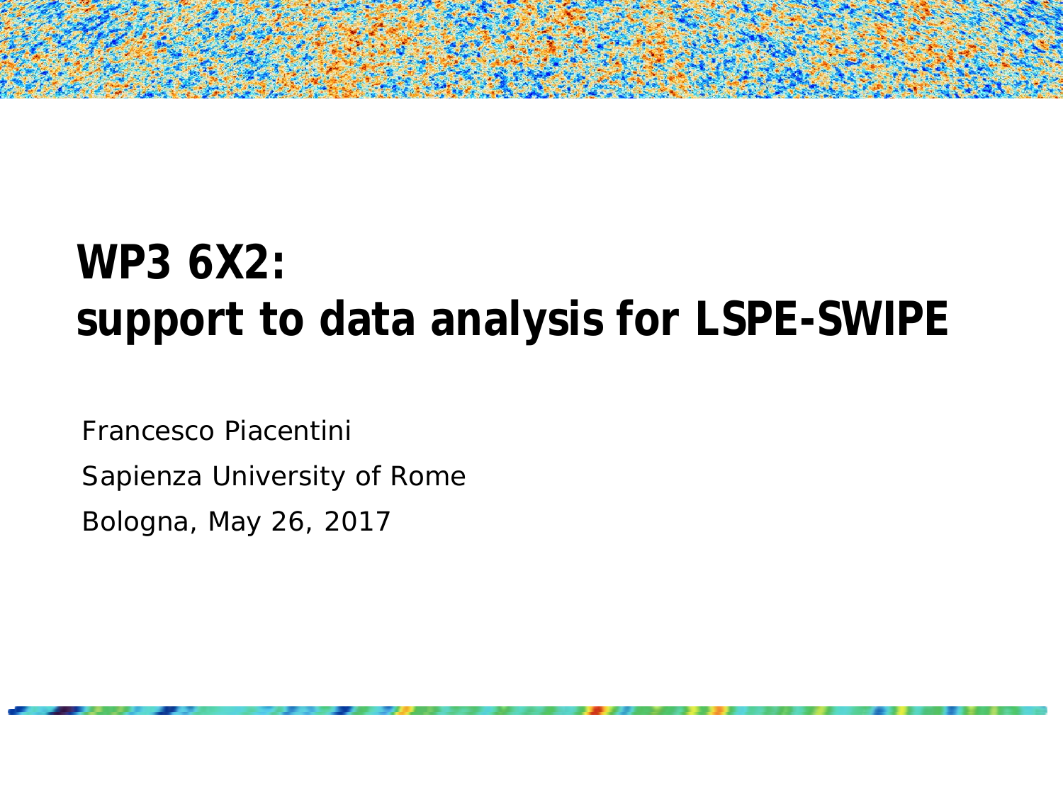# WP3 6X2:
# support to data analysis for LSPE-SWIPE

Francesco Piacentini

Sapienza University of Rome

Bologna, May 26, 2017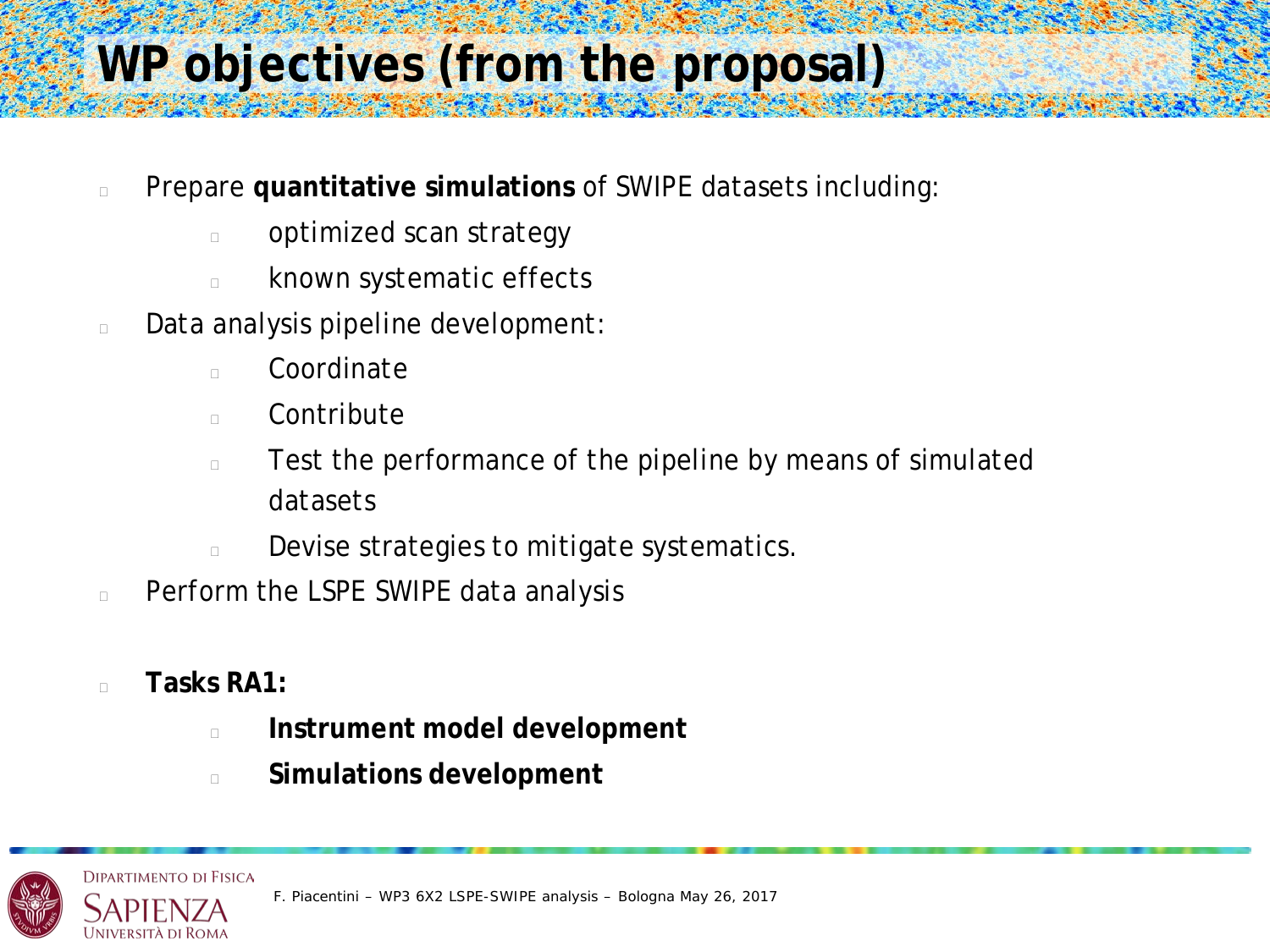# WP objectives (from the proposal)

- Prepare **quantitative simulations** of SWIPE datasets including:
  - optimized scan strategy
  - known systematic effects
- Data analysis pipeline development:
  - Coordinate
  - Contribute
  - Test the performance of the pipeline by means of simulated datasets
  - Devise strategies to mitigate systematics.
- Perform the LSPE SWIPE data analysis

- **Tasks RA1:**
  - **Instrument model development**
  - **Simulations development**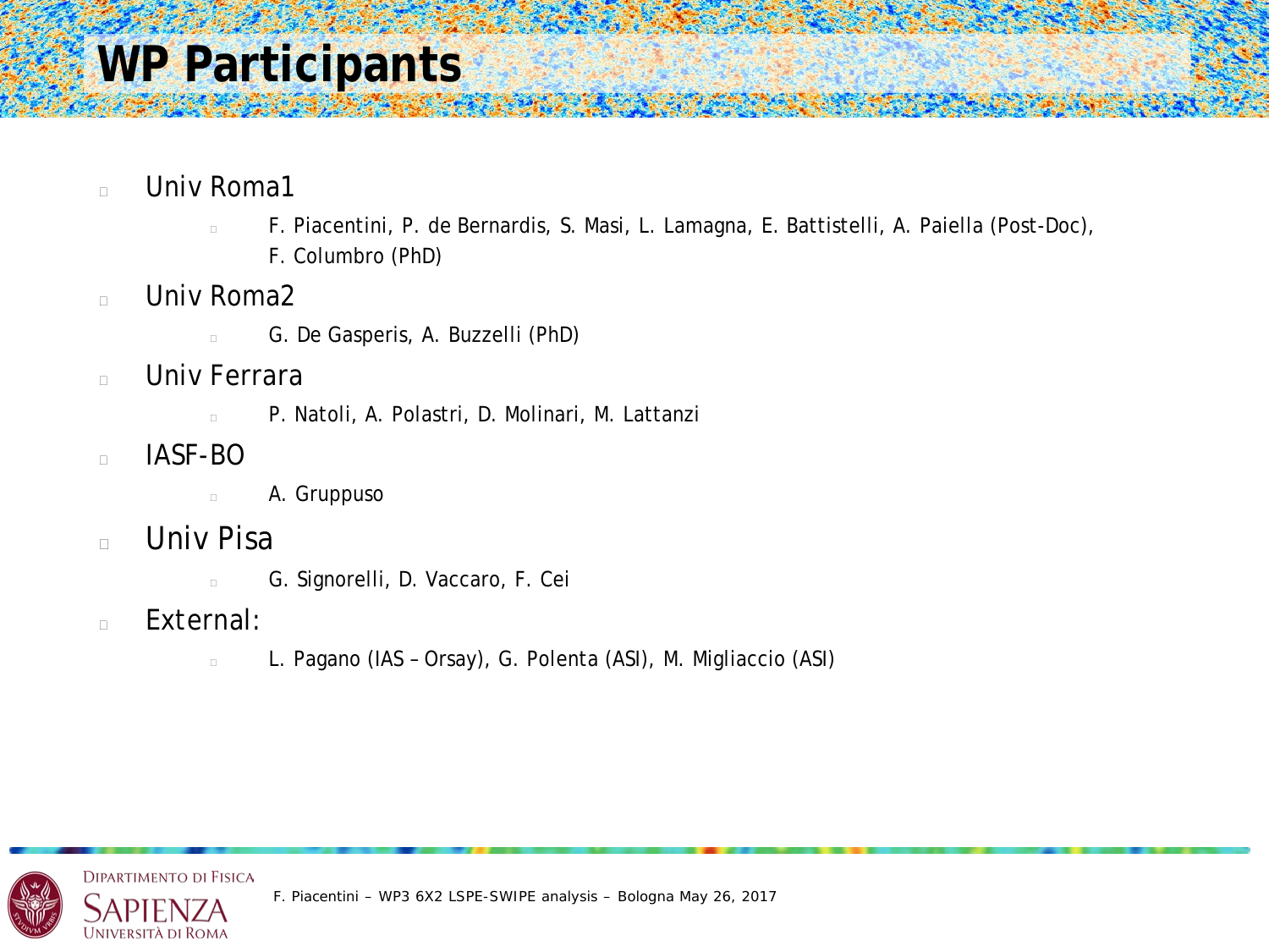# WP Participants

- Univ Roma1
  - F. Piacentini, P. de Bernardis, S. Masi, L. Lamagna, E. Battistelli, A. Paiella (Post-Doc), F. Columbro (PhD)
- Univ Roma2
  - G. De Gasperis, A. Buzzelli (PhD)
- Univ Ferrara
  - P. Natoli, A. Polastri, D. Molinari, M. Lattanzi
- IASF-BO
  - A. Gruppuso
- Univ Pisa
  - G. Signorelli, D. Vaccaro, F. Cei
- External:
  - L. Pagano (IAS – Orsay), G. Polenta (ASI), M. Migliaccio (ASI)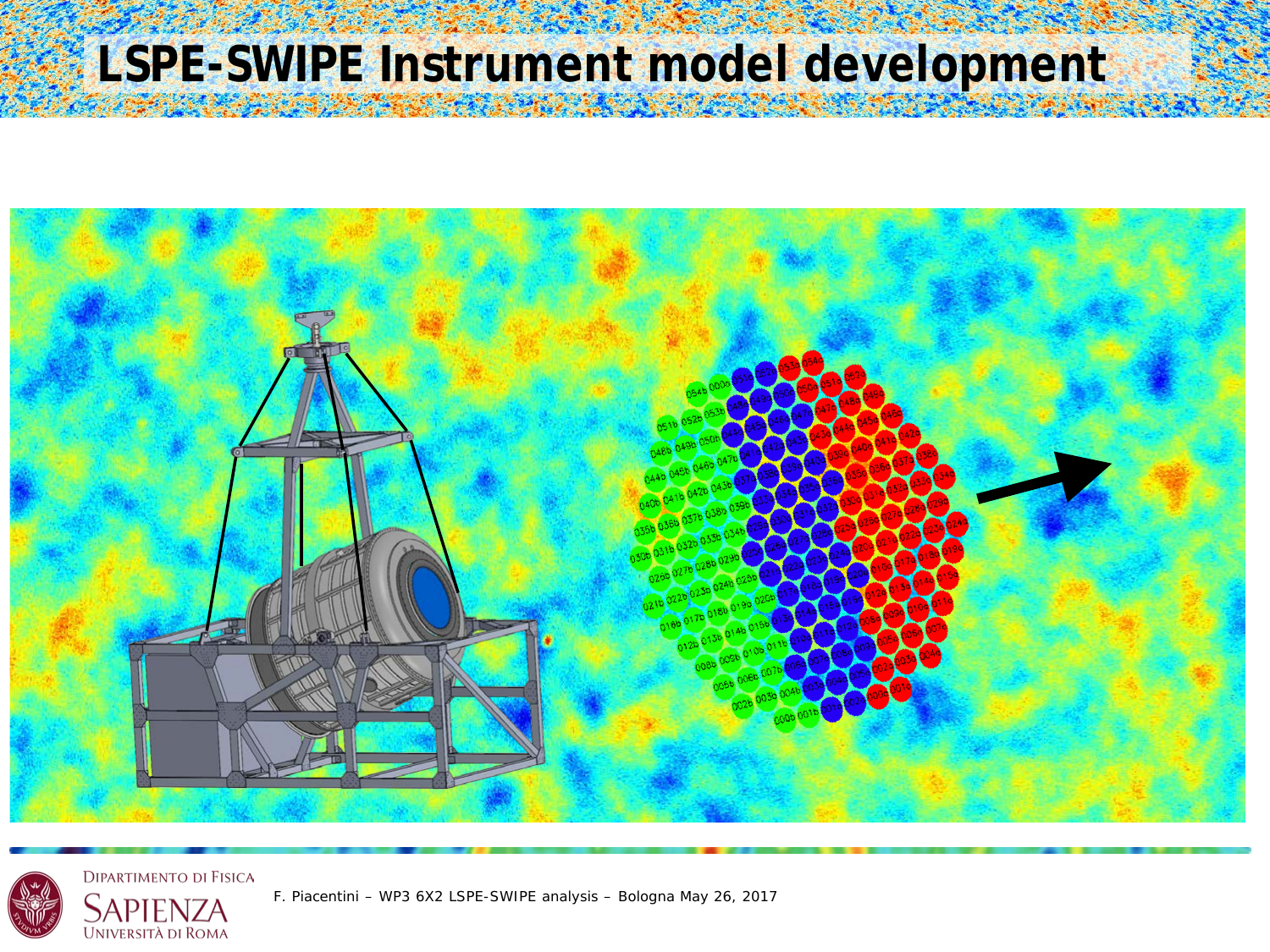# LSPE-SWIPE Instrument model development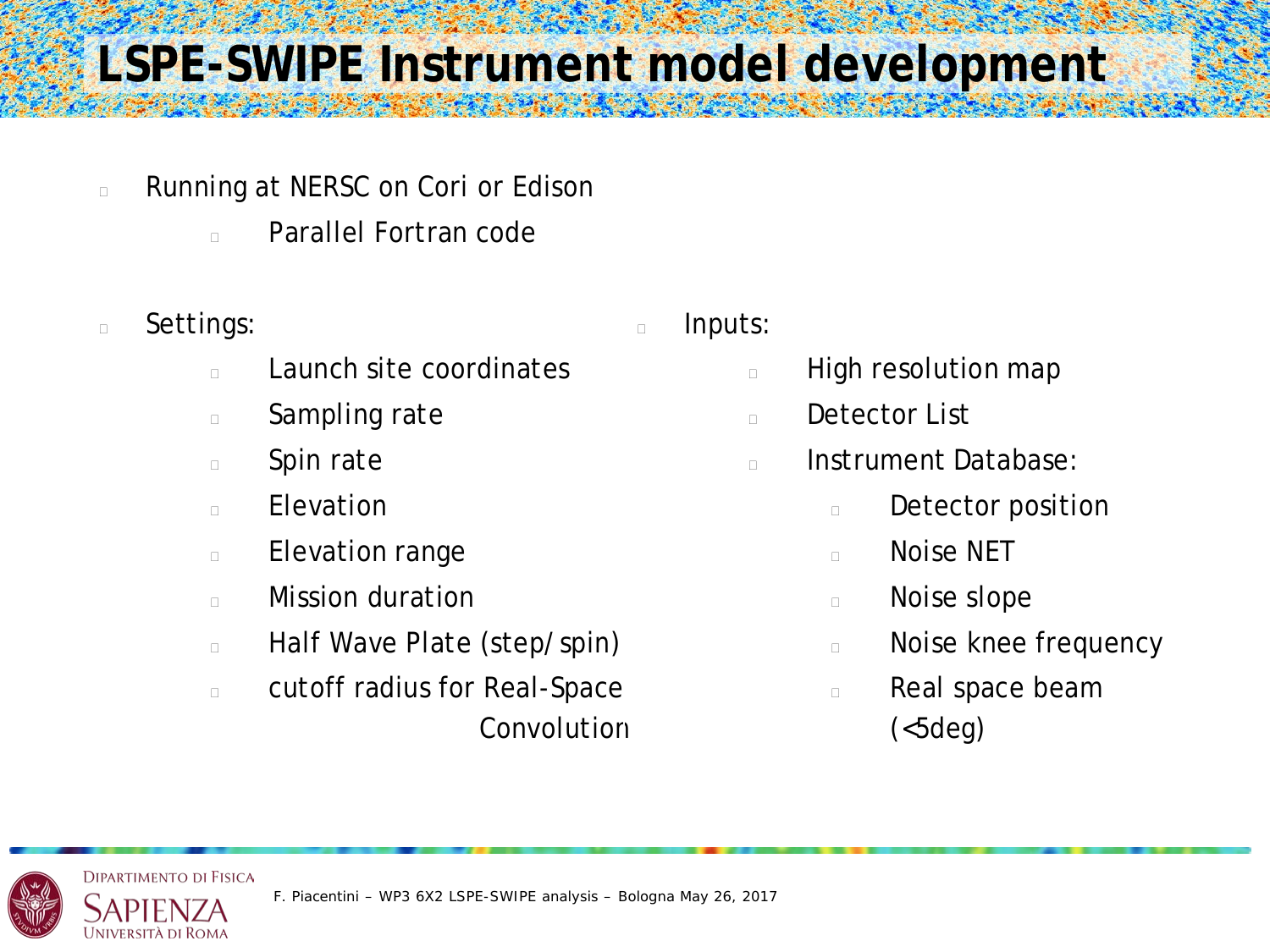# LSPE-SWIPE Instrument model development

- Running at NERSC on Cori or Edison
  - Parallel Fortran code

- Settings:
  - Launch site coordinates
  - Sampling rate
  - Spin rate
  - Elevation
  - Elevation range
  - Mission duration
  - Half Wave Plate (step/spin)
  - cutoff radius for Real-Space Convolution

- Inputs:
  - High resolution map
  - Detector List
  - Instrument Database:
    - Detector position
    - Noise NET
    - Noise slope
    - Noise knee frequency
    - Real space beam (<5deg)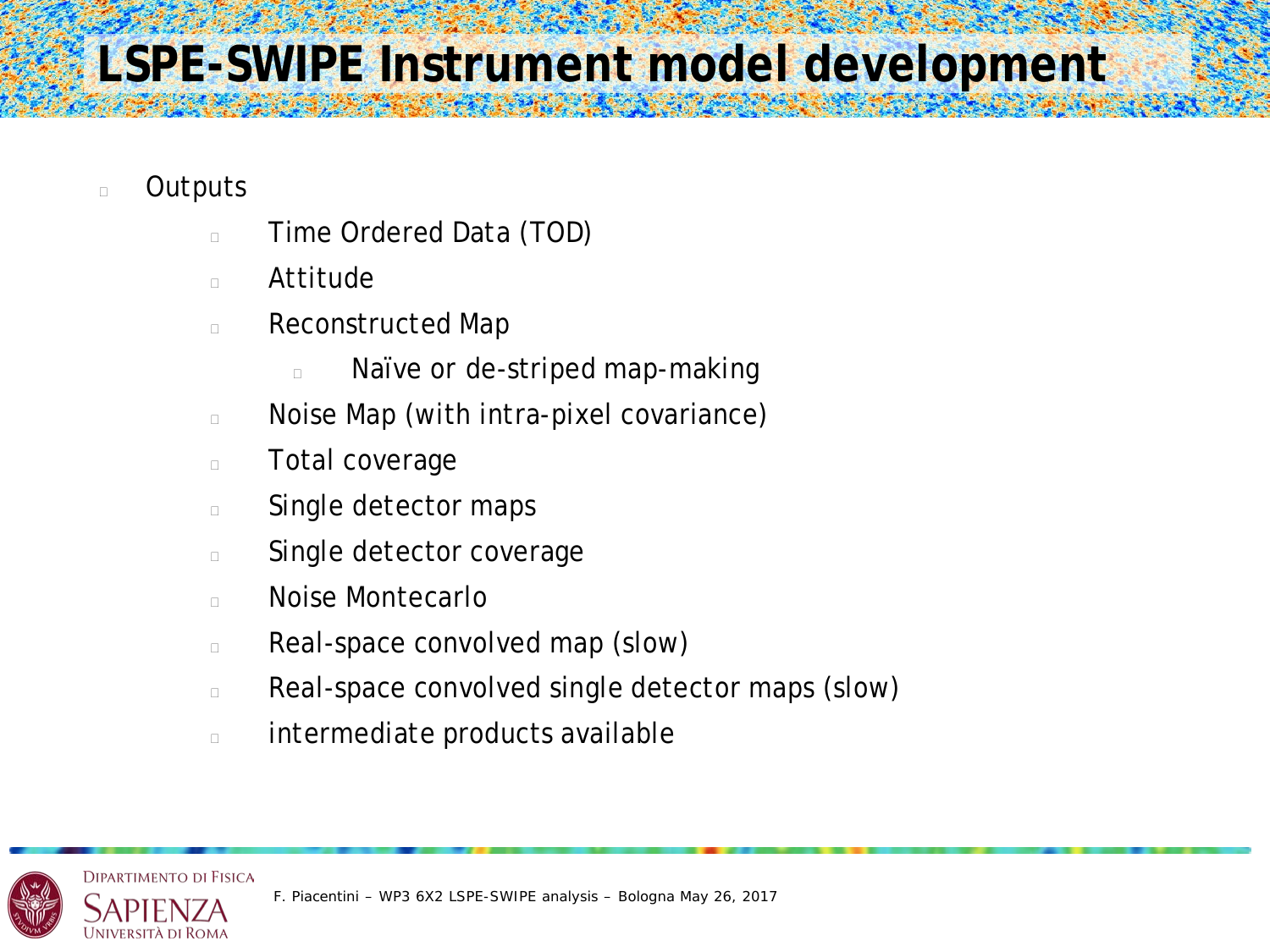# LSPE-SWIPE Instrument model development

- Outputs
  - Time Ordered Data (TOD)
  - Attitude
  - Reconstructed Map
    - Naïve or de-striped map-making
  - Noise Map (with intra-pixel covariance)
  - Total coverage
  - Single detector maps
  - Single detector coverage
  - Noise Montecarlo
  - Real-space convolved map (slow)
  - Real-space convolved single detector maps (slow)
  - intermediate products available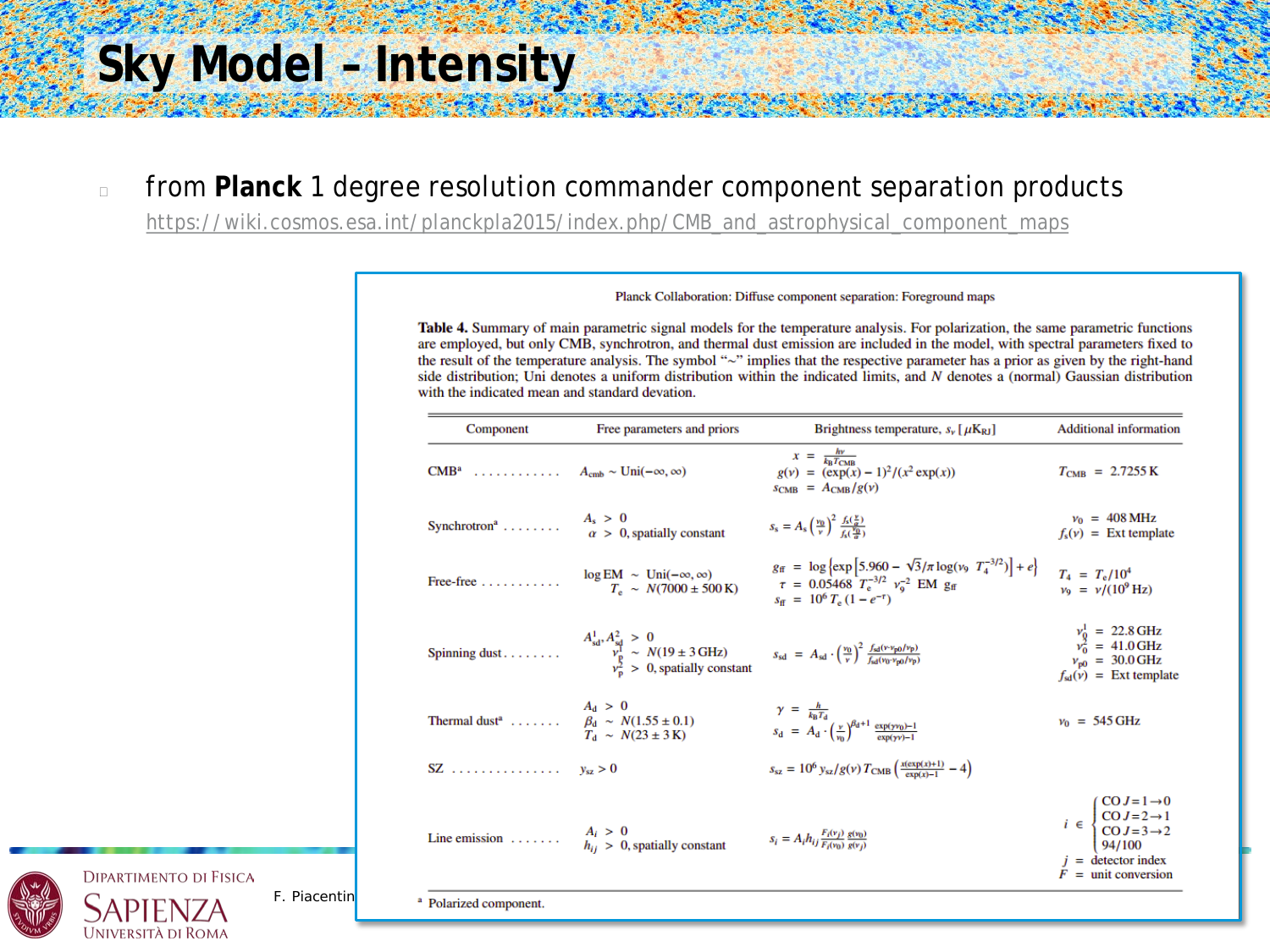# Sky Model – Intensity

- from **Planck** 1 degree resolution commander component separation products
  https://wiki.cosmos.esa.int/planckpla2015/index.php/CMB_and_astrophysical_component_maps

Planck Collaboration: Diffuse component separation: Foreground maps

**Table 4.** Summary of main parametric signal models for the temperature analysis. For polarization, the same parametric functions are employed, but only CMB, synchrotron, and thermal dust emission are included in the model, with spectral parameters fixed to the result of the temperature analysis. The symbol "~" implies that the respective parameter has a prior as given by the right-hand side distribution; Uni denotes a uniform distribution within the indicated limits, and $N$ denotes a (normal) Gaussian distribution with the indicated mean and standard devation.

| Component | Free parameters and priors | Brightness temperature, $s_\nu$ [$\mu K_{RJ}$] | Additional information |
|---|---|---|---|
| CMB[a] | $A_{cmb} \sim \mathrm{Uni}(-\infty, \infty)$ | $x = \frac{h\nu}{k_B T_{CMB}}$; $g(\nu) = (\exp(x)-1)^2/(x^2 \exp(x))$; $s_{CMB} = A_{CMB}/g(\nu)$ | $T_{CMB} = 2.7255\,\mathrm{K}$ |
| Synchrotron[a] | $A_s > 0$; $\alpha > 0$, spatially constant | $s_s = A_s \left(\frac{\nu_0}{\nu}\right)^2 \frac{f_s(\frac{\nu}{\alpha})}{f_s(\frac{\nu_0}{\alpha})}$ | $\nu_0 = 408\,\mathrm{MHz}$; $f_s(\nu) =$ Ext template |
| Free-free | $\log \mathrm{EM} \sim \mathrm{Uni}(-\infty, \infty)$; $T_e \sim N(7000 \pm 500\,\mathrm{K})$ | $g_{ff} = \log\left\{\exp\left[5.960 - \sqrt{3}/\pi \log(\nu_9\ T_4^{-3/2})\right] + e\right\}$; $\tau = 0.05468\ T_e^{-3/2}\ \nu_9^{-2}\ \mathrm{EM}\ g_{ff}$; $s_{ff} = 10^6\, T_e\,(1 - e^{-\tau})$ | $T_4 = T_e/10^4$; $\nu_9 = \nu/(10^9\,\mathrm{Hz})$ |
| Spinning dust | $A_{sd}^1, A_{sd}^2 > 0$; $\nu_p^1 \sim N(19 \pm 3\,\mathrm{GHz})$; $\nu_p^2 > 0$, spatially constant | $s_{sd} = A_{sd} \cdot \left(\frac{\nu_0}{\nu}\right)^2 \frac{f_{sd}(\nu \cdot \nu_{p0}/\nu_p)}{f_{sd}(\nu_0 \cdot \nu_{p0}/\nu_p)}$ | $\nu_0^1 = 22.8\,\mathrm{GHz}$; $\nu_0^2 = 41.0\,\mathrm{GHz}$; $\nu_{p0} = 30.0\,\mathrm{GHz}$; $f_{sd}(\nu) =$ Ext template |
| Thermal dust[a] | $A_d > 0$; $\beta_d \sim N(1.55 \pm 0.1)$; $T_d \sim N(23 \pm 3\,\mathrm{K})$ | $\gamma = \frac{h}{k_B T_d}$; $s_d = A_d \cdot \left(\frac{\nu}{\nu_0}\right)^{\beta_d+1} \frac{\exp(\gamma\nu_0)-1}{\exp(\gamma\nu)-1}$ | $\nu_0 = 545\,\mathrm{GHz}$ |
| SZ | $y_{sz} > 0$ | $s_{sz} = 10^6\, y_{sz}/g(\nu)\, T_{CMB} \left(\frac{x(\exp(x)+1)}{\exp(x)-1} - 4\right)$ | |
| Line emission | $A_i > 0$; $h_{ij} > 0$, spatially constant | $s_i = A_i h_{ij} \frac{F_i(\nu_j)}{F_i(\nu_0)} \frac{g(\nu_0)}{g(\nu_j)}$ | $i \in \{\mathrm{CO}\ J{=}1{\rightarrow}0,\ \mathrm{CO}\ J{=}2{\rightarrow}1,\ \mathrm{CO}\ J{=}3{\rightarrow}2,\ 94/100\}$; $j =$ detector index; $F =$ unit conversion |

[a] Polarized component.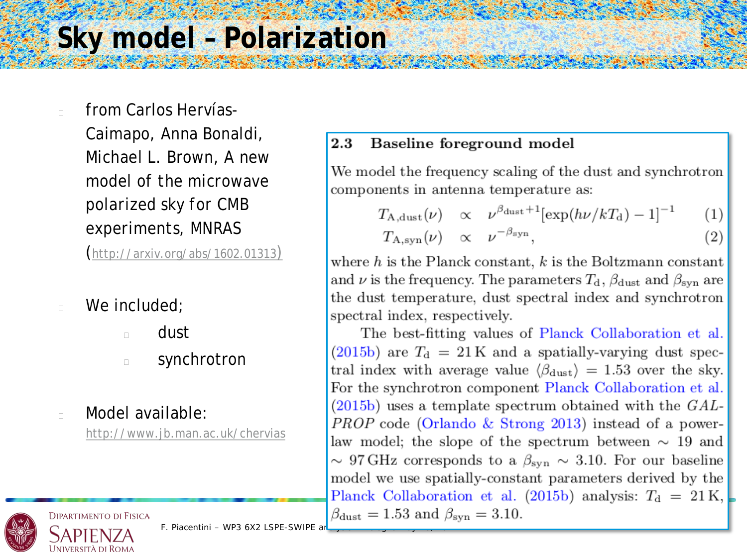# Sky model – Polarization

- from Carlos Hervías-Caimapo, Anna Bonaldi, Michael L. Brown, A new model of the microwave polarized sky for CMB experiments, MNRAS (http://arxiv.org/abs/1602.01313)
- We included;
  - dust
  - synchrotron
- Model available: http://www.jb.man.ac.uk/chervias

### 2.3 Baseline foreground model

We model the frequency scaling of the dust and synchrotron components in antenna temperature as:

$$T_{\mathrm{A,dust}}(\nu) \quad \propto \quad \nu^{\beta_{\mathrm{dust}}+1}[\exp(h\nu/kT_{\mathrm{d}}) - 1]^{-1} \qquad (1)$$

$$T_{\mathrm{A,syn}}(\nu) \quad \propto \quad \nu^{-\beta_{\mathrm{syn}}}, \qquad (2)$$

where $h$ is the Planck constant, $k$ is the Boltzmann constant and $\nu$ is the frequency. The parameters $T_{\mathrm{d}}$, $\beta_{\mathrm{dust}}$ and $\beta_{\mathrm{syn}}$ are the dust temperature, dust spectral index and synchrotron spectral index, respectively.

The best-fitting values of Planck Collaboration et al. (2015b) are $T_{\mathrm{d}} = 21\,\mathrm{K}$ and a spatially-varying dust spectral index with average value $\langle\beta_{\mathrm{dust}}\rangle = 1.53$ over the sky. For the synchrotron component Planck Collaboration et al. (2015b) uses a template spectrum obtained with the *GALPROP* code (Orlando & Strong 2013) instead of a power-law model; the slope of the spectrum between $\sim$ 19 and $\sim$ 97 GHz corresponds to a $\beta_{\mathrm{syn}} \sim 3.10$. For our baseline model we use spatially-constant parameters derived by the Planck Collaboration et al. (2015b) analysis: $T_{\mathrm{d}} = 21\,\mathrm{K}$, $\beta_{\mathrm{dust}} = 1.53$ and $\beta_{\mathrm{syn}} = 3.10$.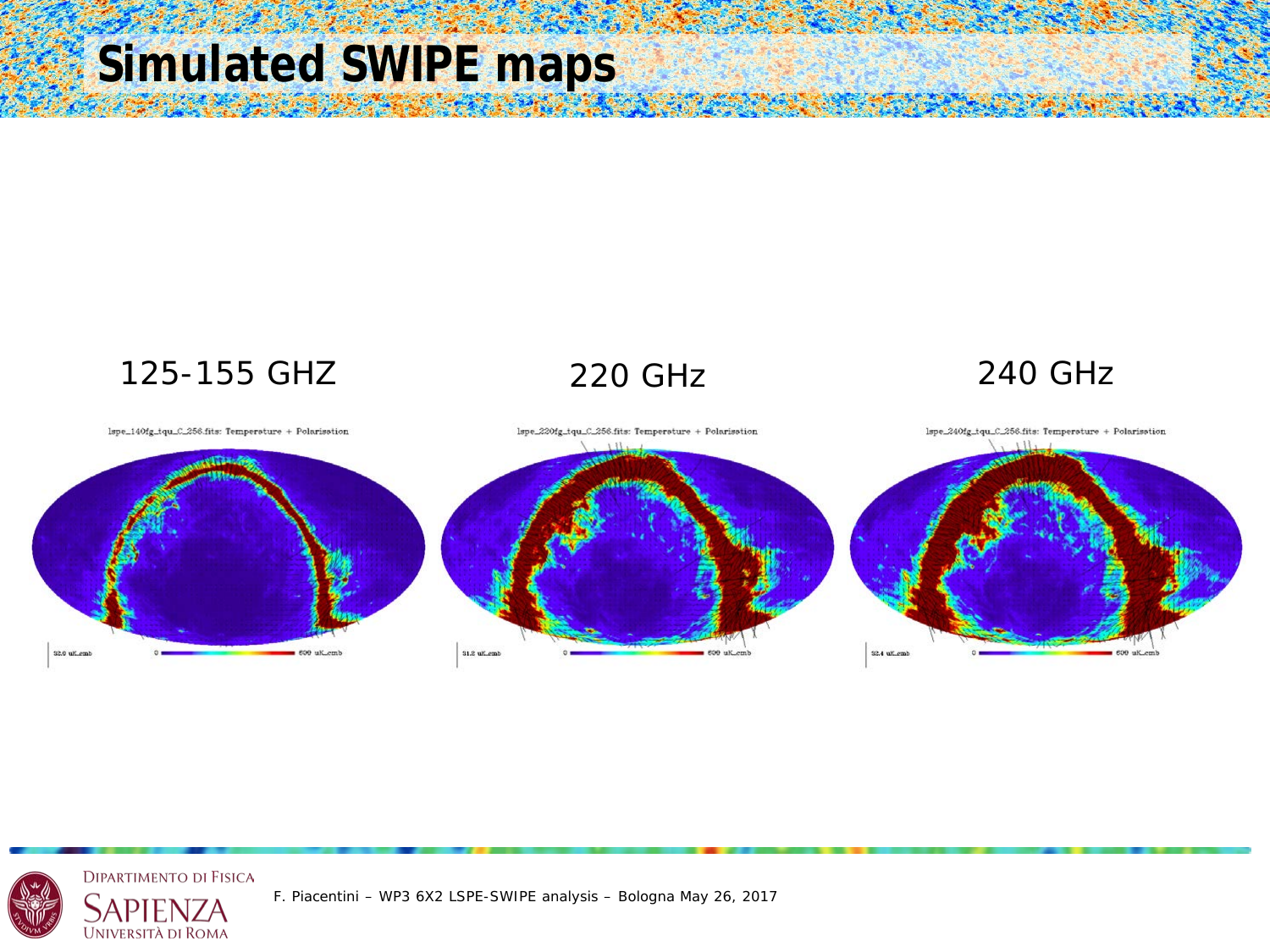# Simulated SWIPE maps

125-155 GHZ

220 GHz

240 GHz

lspe_140fg_tqu_C_256.fits: Temperature + Polarisation

lspe_220fg_tqu_C_256.fits: Temperature + Polarisation

lspe_240fg_tqu_C_256.fits: Temperature + Polarisation

F. Piacentini – WP3 6X2 LSPE-SWIPE analysis – Bologna May 26, 2017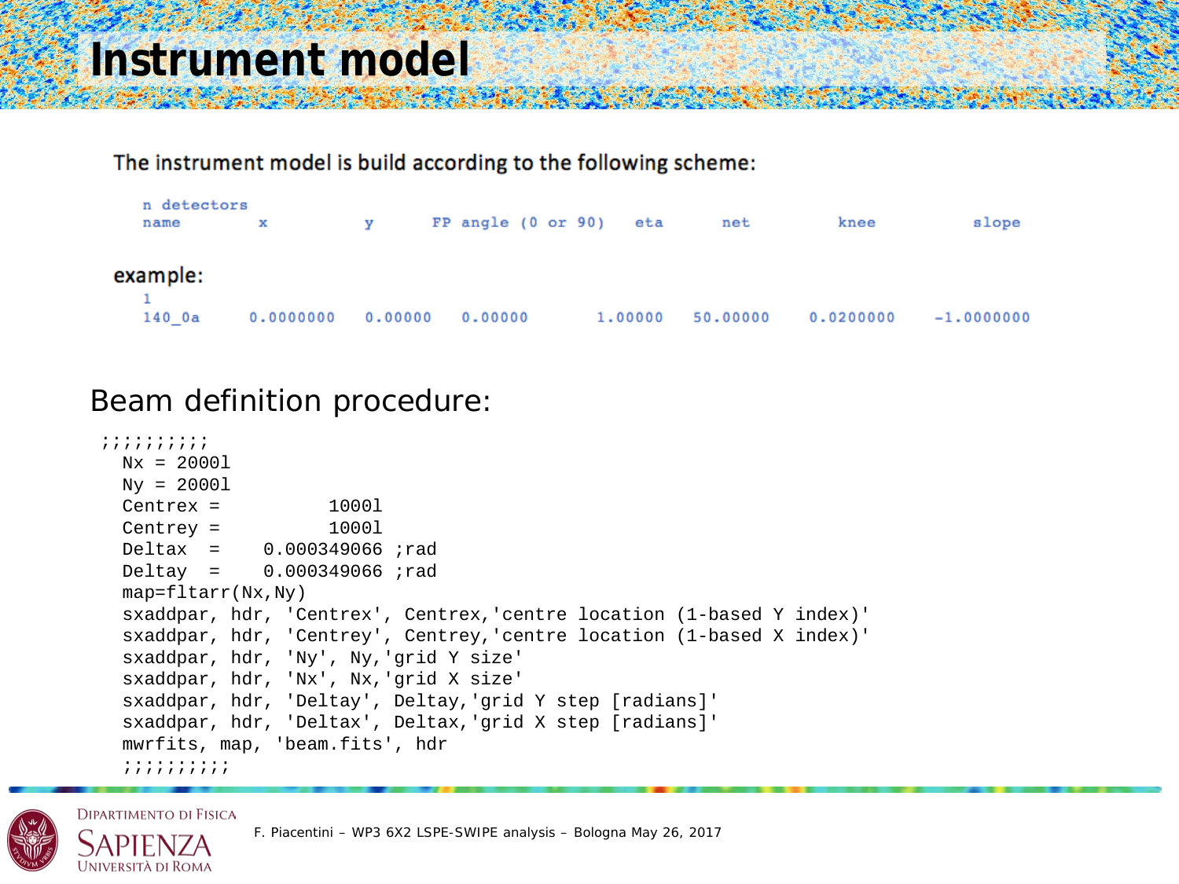# Instrument model

The instrument model is build according to the following scheme:

```
n detectors
name        x           y        FP angle (0 or 90)    eta       net          knee          slope
```

example:

```
1
140_0a     0.0000000    0.00000   0.00000          1.00000   50.00000    0.0200000     -1.0000000
```

## Beam definition procedure:

```
;;;;;;;;;;
  Nx = 2000l
  Ny = 2000l
  Centrex =         1000l
  Centrey =         1000l
  Deltax  =    0.000349066 ;rad
  Deltay  =    0.000349066 ;rad
  map=fltarr(Nx,Ny)
  sxaddpar, hdr, 'Centrex', Centrex,'centre location (1-based Y index)'
  sxaddpar, hdr, 'Centrey', Centrey,'centre location (1-based X index)'
  sxaddpar, hdr, 'Ny', Ny,'grid Y size'
  sxaddpar, hdr, 'Nx', Nx,'grid X size'
  sxaddpar, hdr, 'Deltay', Deltay,'grid Y step [radians]'
  sxaddpar, hdr, 'Deltax', Deltax,'grid X step [radians]'
  mwrfits, map, 'beam.fits', hdr
  ;;;;;;;;;;
```

F. Piacentini – WP3 6X2 LSPE-SWIPE analysis – Bologna May 26, 2017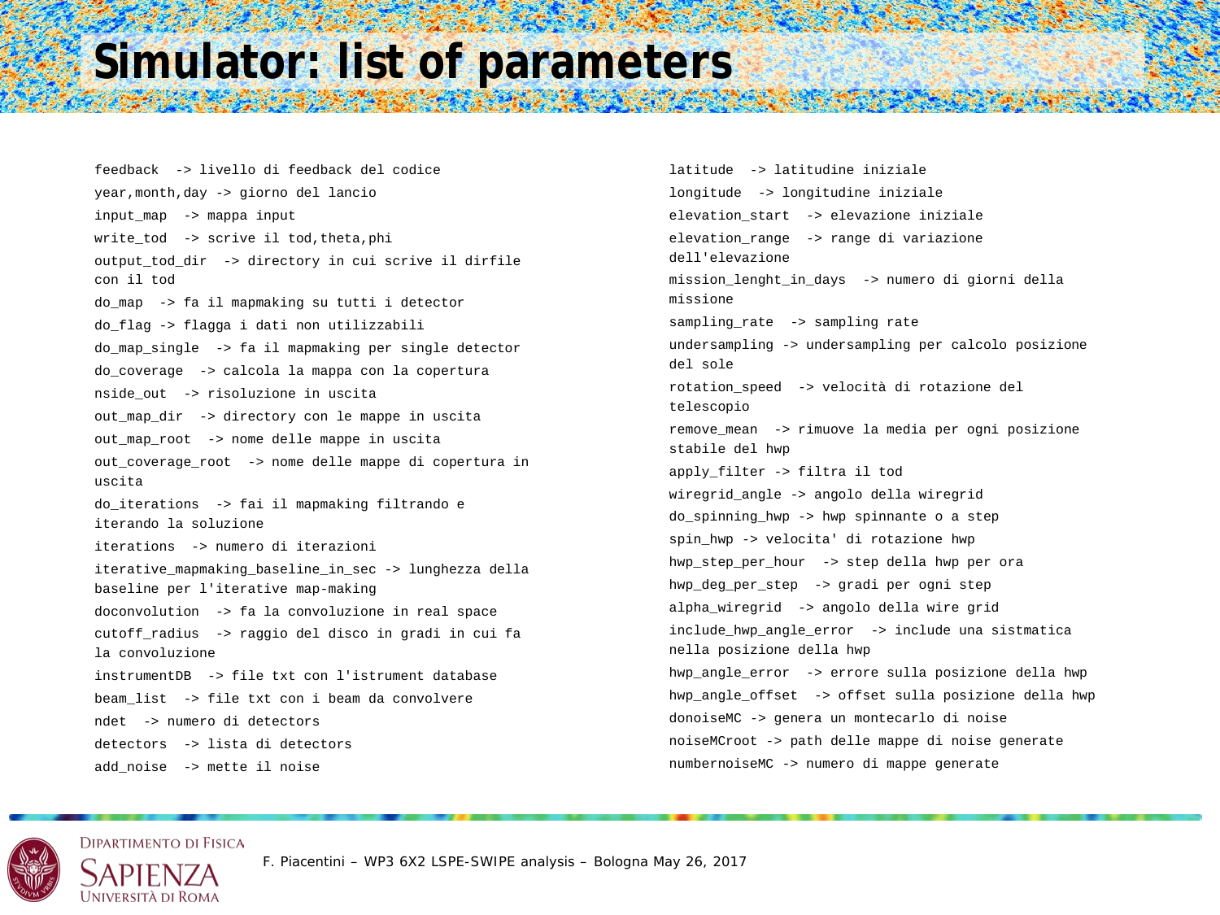# Simulator: list of parameters

```
feedback  -> livello di feedback del codice
year,month,day -> giorno del lancio
input_map  -> mappa input
write_tod  -> scrive il tod,theta,phi
output_tod_dir  -> directory in cui scrive il dirfile con il tod
do_map  -> fa il mapmaking su tutti i detector
do_flag -> flagga i dati non utilizzabili
do_map_single  -> fa il mapmaking per single detector
do_coverage  -> calcola la mappa con la copertura
nside_out  -> risoluzione in uscita
out_map_dir  -> directory con le mappe in uscita
out_map_root  -> nome delle mappe in uscita
out_coverage_root  -> nome delle mappe di copertura in uscita
do_iterations  -> fai il mapmaking filtrando e iterando la soluzione
iterations  -> numero di iterazioni
iterative_mapmaking_baseline_in_sec -> lunghezza della baseline per l'iterative map-making
doconvolution  -> fa la convoluzione in real space
cutoff_radius  -> raggio del disco in gradi in cui fa la convoluzione
instrumentDB  -> file txt con l'istrument database
beam_list  -> file txt con i beam da convolvere
ndet  -> numero di detectors
detectors  -> lista di detectors
add_noise  -> mette il noise
latitude  -> latitudine iniziale
longitude  -> longitudine iniziale
elevation_start  -> elevazione iniziale
elevation_range  -> range di variazione dell'elevazione
mission_lenght_in_days  -> numero di giorni della missione
sampling_rate  -> sampling rate
undersampling -> undersampling per calcolo posizione del sole
rotation_speed  -> velocità di rotazione del telescopio
remove_mean  -> rimuove la media per ogni posizione stabile del hwp
apply_filter -> filtra il tod
wiregrid_angle -> angolo della wiregrid
do_spinning_hwp -> hwp spinnante o a step
spin_hwp -> velocita' di rotazione hwp
hwp_step_per_hour  -> step della hwp per ora
hwp_deg_per_step  -> gradi per ogni step
alpha_wiregrid  -> angolo della wire grid
include_hwp_angle_error  -> include una sistmatica nella posizione della hwp
hwp_angle_error  -> errore sulla posizione della hwp
hwp_angle_offset  -> offset sulla posizione della hwp
donoiseMC -> genera un montecarlo di noise
noiseMCroot -> path delle mappe di noise generate
numbernoiseMC -> numero di mappe generate
```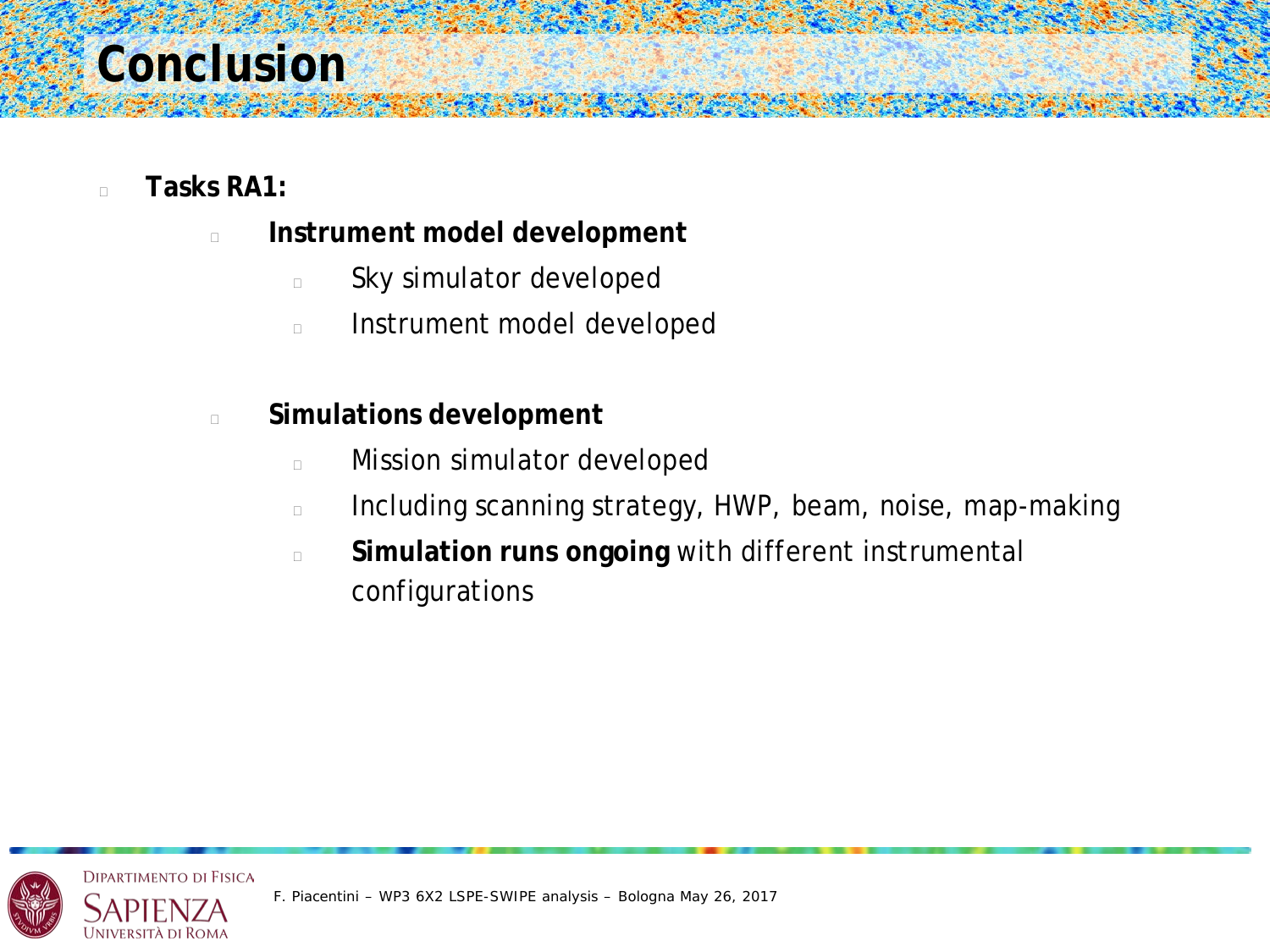# Conclusion

- **Tasks RA1:**
  - **Instrument model development**
    - Sky simulator developed
    - Instrument model developed
  - **Simulations development**
    - Mission simulator developed
    - Including scanning strategy, HWP, beam, noise, map-making
    - **Simulation runs ongoing** with different instrumental configurations